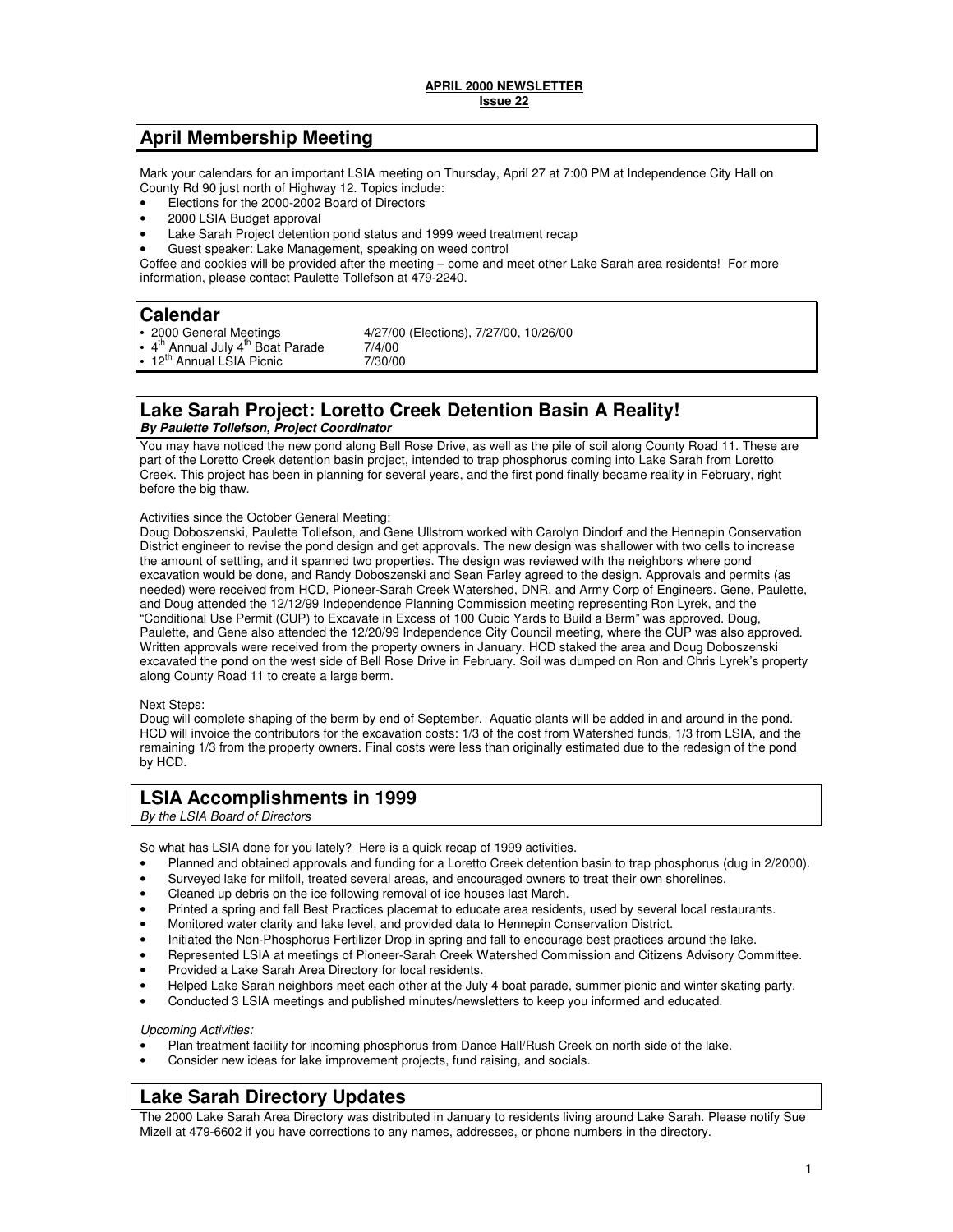**APRIL 2000 NEWSLETTER**
**Issue 22**

## April Membership Meeting

Mark your calendars for an important LSIA meeting on Thursday, April 27 at 7:00 PM at Independence City Hall on County Rd 90 just north of Highway 12. Topics include:

- Elections for the 2000-2002 Board of Directors
- 2000 LSIA Budget approval
- Lake Sarah Project detention pond status and 1999 weed treatment recap
- Guest speaker: Lake Management, speaking on weed control

Coffee and cookies will be provided after the meeting – come and meet other Lake Sarah area residents! For more information, please contact Paulette Tollefson at 479-2240.

## Calendar

| | |
|---|---|
| • 2000 General Meetings | 4/27/00 (Elections), 7/27/00, 10/26/00 |
| • 4th Annual July 4th Boat Parade | 7/4/00 |
| • 12th Annual LSIA Picnic | 7/30/00 |

## Lake Sarah Project: Loretto Creek Detention Basin A Reality!

***By Paulette Tollefson, Project Coordinator***

You may have noticed the new pond along Bell Rose Drive, as well as the pile of soil along County Road 11. These are part of the Loretto Creek detention basin project, intended to trap phosphorus coming into Lake Sarah from Loretto Creek. This project has been in planning for several years, and the first pond finally became reality in February, right before the big thaw.

Activities since the October General Meeting:

Doug Doboszenski, Paulette Tollefson, and Gene Ullstrom worked with Carolyn Dindorf and the Hennepin Conservation District engineer to revise the pond design and get approvals. The new design was shallower with two cells to increase the amount of settling, and it spanned two properties. The design was reviewed with the neighbors where pond excavation would be done, and Randy Doboszenski and Sean Farley agreed to the design. Approvals and permits (as needed) were received from HCD, Pioneer-Sarah Creek Watershed, DNR, and Army Corp of Engineers. Gene, Paulette, and Doug attended the 12/12/99 Independence Planning Commission meeting representing Ron Lyrek, and the "Conditional Use Permit (CUP) to Excavate in Excess of 100 Cubic Yards to Build a Berm" was approved. Doug, Paulette, and Gene also attended the 12/20/99 Independence City Council meeting, where the CUP was also approved. Written approvals were received from the property owners in January. HCD staked the area and Doug Doboszenski excavated the pond on the west side of Bell Rose Drive in February. Soil was dumped on Ron and Chris Lyrek's property along County Road 11 to create a large berm.

Next Steps:

Doug will complete shaping of the berm by end of September. Aquatic plants will be added in and around in the pond. HCD will invoice the contributors for the excavation costs: 1/3 of the cost from Watershed funds, 1/3 from LSIA, and the remaining 1/3 from the property owners. Final costs were less than originally estimated due to the redesign of the pond by HCD.

## LSIA Accomplishments in 1999

*By the LSIA Board of Directors*

So what has LSIA done for you lately? Here is a quick recap of 1999 activities.

- Planned and obtained approvals and funding for a Loretto Creek detention basin to trap phosphorus (dug in 2/2000).
- Surveyed lake for milfoil, treated several areas, and encouraged owners to treat their own shorelines.
- Cleaned up debris on the ice following removal of ice houses last March.
- Printed a spring and fall Best Practices placemat to educate area residents, used by several local restaurants.
- Monitored water clarity and lake level, and provided data to Hennepin Conservation District.
- Initiated the Non-Phosphorus Fertilizer Drop in spring and fall to encourage best practices around the lake.
- Represented LSIA at meetings of Pioneer-Sarah Creek Watershed Commission and Citizens Advisory Committee.
- Provided a Lake Sarah Area Directory for local residents.
- Helped Lake Sarah neighbors meet each other at the July 4 boat parade, summer picnic and winter skating party.
- Conducted 3 LSIA meetings and published minutes/newsletters to keep you informed and educated.

*Upcoming Activities:*

- Plan treatment facility for incoming phosphorus from Dance Hall/Rush Creek on north side of the lake.
- Consider new ideas for lake improvement projects, fund raising, and socials.

## Lake Sarah Directory Updates

The 2000 Lake Sarah Area Directory was distributed in January to residents living around Lake Sarah. Please notify Sue Mizell at 479-6602 if you have corrections to any names, addresses, or phone numbers in the directory.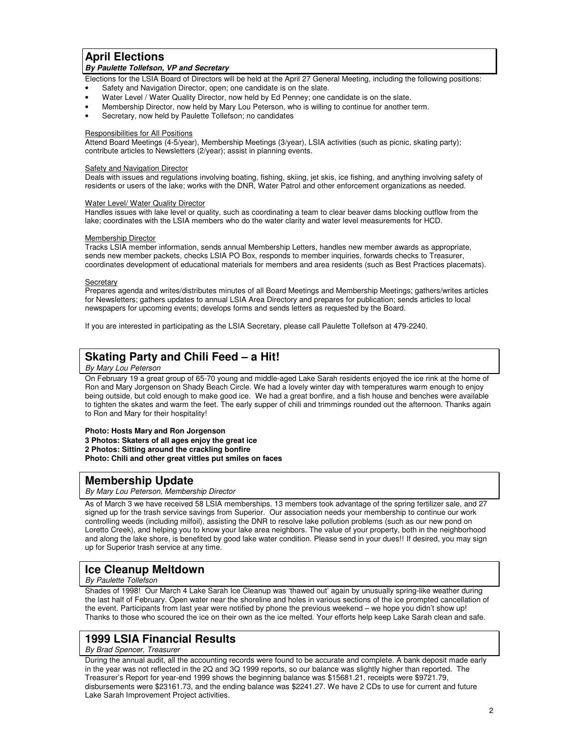## April Elections

***By Paulette Tollefson, VP and Secretary***

Elections for the LSIA Board of Directors will be held at the April 27 General Meeting, including the following positions:

- Safety and Navigation Director, open; one candidate is on the slate.
- Water Level / Water Quality Director, now held by Ed Penney; one candidate is on the slate.
- Membership Director, now held by Mary Lou Peterson, who is willing to continue for another term.
- Secretary, now held by Paulette Tollefson; no candidates

Responsibilities for All Positions

Attend Board Meetings (4-5/year), Membership Meetings (3/year), LSIA activities (such as picnic, skating party); contribute articles to Newsletters (2/year); assist in planning events.

Safety and Navigation Director

Deals with issues and regulations involving boating, fishing, skiing, jet skis, ice fishing, and anything involving safety of residents or users of the lake; works with the DNR, Water Patrol and other enforcement organizations as needed.

Water Level/ Water Quality Director

Handles issues with lake level or quality, such as coordinating a team to clear beaver dams blocking outflow from the lake; coordinates with the LSIA members who do the water clarity and water level measurements for HCD.

Membership Director

Tracks LSIA member information, sends annual Membership Letters, handles new member awards as appropriate, sends new member packets, checks LSIA PO Box, responds to member inquiries, forwards checks to Treasurer, coordinates development of educational materials for members and area residents (such as Best Practices placemats).

Secretary

Prepares agenda and writes/distributes minutes of all Board Meetings and Membership Meetings; gathers/writes articles for Newsletters; gathers updates to annual LSIA Area Directory and prepares for publication; sends articles to local newspapers for upcoming events; develops forms and sends letters as requested by the Board.

If you are interested in participating as the LSIA Secretary, please call Paulette Tollefson at 479-2240.

## Skating Party and Chili Feed – a Hit!

*By Mary Lou Peterson*

On February 19 a great group of 65-70 young and middle-aged Lake Sarah residents enjoyed the ice rink at the home of Ron and Mary Jorgenson on Shady Beach Circle. We had a lovely winter day with temperatures warm enough to enjoy being outside, but cold enough to make good ice. We had a great bonfire, and a fish house and benches were available to tighten the skates and warm the feet. The early supper of chili and trimmings rounded out the afternoon. Thanks again to Ron and Mary for their hospitality!

**Photo: Hosts Mary and Ron Jorgenson**
**3 Photos: Skaters of all ages enjoy the great ice**
**2 Photos: Sitting around the crackling bonfire**
**Photo: Chili and other great vittles put smiles on faces**

## Membership Update

*By Mary Lou Peterson, Membership Director*

As of March 3 we have received 58 LSIA memberships. 13 members took advantage of the spring fertilizer sale, and 27 signed up for the trash service savings from Superior. Our association needs your membership to continue our work controlling weeds (including milfoil), assisting the DNR to resolve lake pollution problems (such as our new pond on Loretto Creek), and helping you to know your lake area neighbors. The value of your property, both in the neighborhood and along the lake shore, is benefited by good lake water condition. Please send in your dues!! If desired, you may sign up for Superior trash service at any time.

## Ice Cleanup Meltdown

*By Paulette Tollefson*

Shades of 1998! Our March 4 Lake Sarah Ice Cleanup was 'thawed out' again by unusually spring-like weather during the last half of February. Open water near the shoreline and holes in various sections of the ice prompted cancellation of the event. Participants from last year were notified by phone the previous weekend – we hope you didn't show up! Thanks to those who scoured the ice on their own as the ice melted. Your efforts help keep Lake Sarah clean and safe.

## 1999 LSIA Financial Results

*By Brad Spencer, Treasurer*

During the annual audit, all the accounting records were found to be accurate and complete. A bank deposit made early in the year was not reflected in the 2Q and 3Q 1999 reports, so our balance was slightly higher than reported. The Treasurer's Report for year-end 1999 shows the beginning balance was $15681.21, receipts were $9721.79, disbursements were $23161.73, and the ending balance was $2241.27. We have 2 CDs to use for current and future Lake Sarah Improvement Project activities.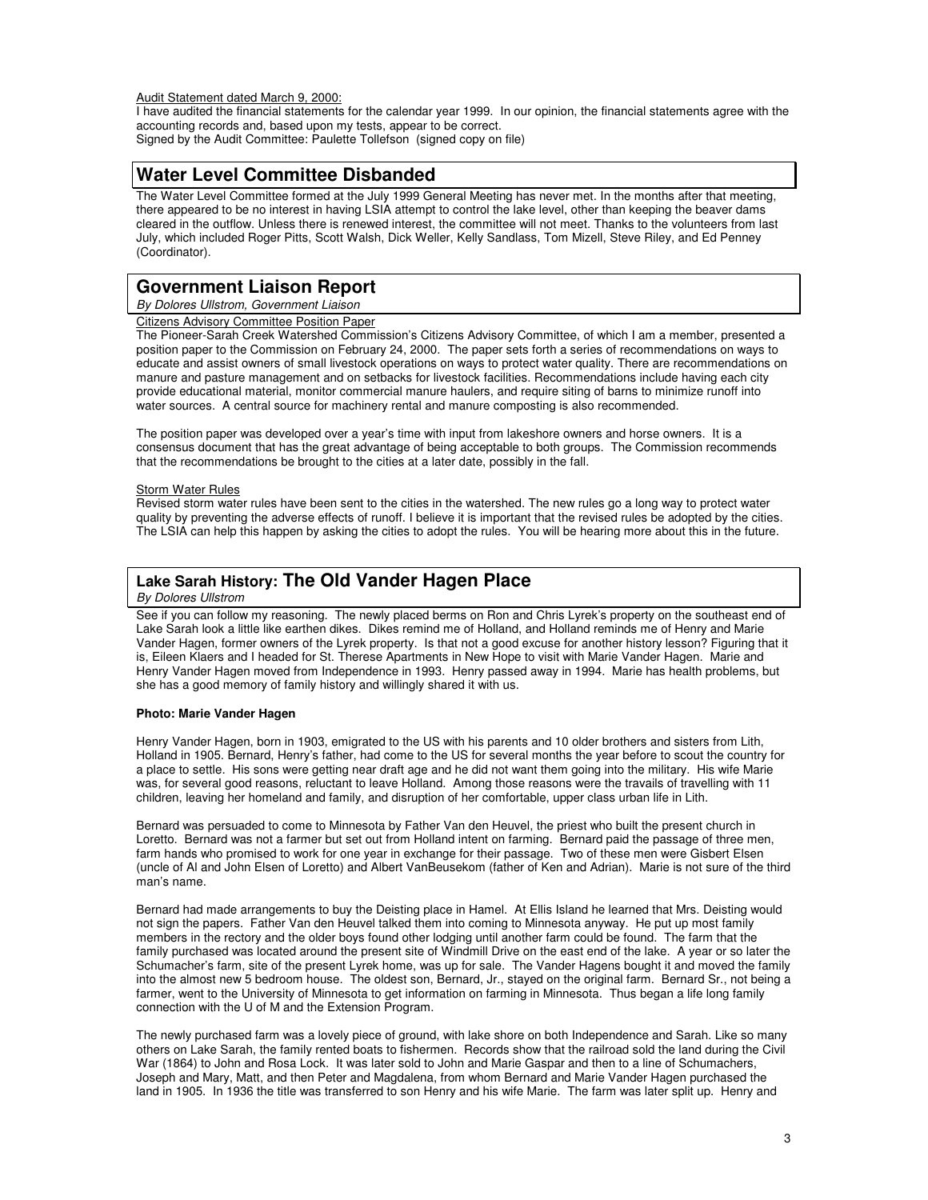Audit Statement dated March 9, 2000:

I have audited the financial statements for the calendar year 1999. In our opinion, the financial statements agree with the accounting records and, based upon my tests, appear to be correct.
Signed by the Audit Committee: Paulette Tollefson (signed copy on file)

## Water Level Committee Disbanded

The Water Level Committee formed at the July 1999 General Meeting has never met. In the months after that meeting, there appeared to be no interest in having LSIA attempt to control the lake level, other than keeping the beaver dams cleared in the outflow. Unless there is renewed interest, the committee will not meet. Thanks to the volunteers from last July, which included Roger Pitts, Scott Walsh, Dick Weller, Kelly Sandlass, Tom Mizell, Steve Riley, and Ed Penney (Coordinator).

## Government Liaison Report

*By Dolores Ullstrom, Government Liaison*

Citizens Advisory Committee Position Paper

The Pioneer-Sarah Creek Watershed Commission's Citizens Advisory Committee, of which I am a member, presented a position paper to the Commission on February 24, 2000. The paper sets forth a series of recommendations on ways to educate and assist owners of small livestock operations on ways to protect water quality. There are recommendations on manure and pasture management and on setbacks for livestock facilities. Recommendations include having each city provide educational material, monitor commercial manure haulers, and require siting of barns to minimize runoff into water sources. A central source for machinery rental and manure composting is also recommended.

The position paper was developed over a year's time with input from lakeshore owners and horse owners. It is a consensus document that has the great advantage of being acceptable to both groups. The Commission recommends that the recommendations be brought to the cities at a later date, possibly in the fall.

Storm Water Rules

Revised storm water rules have been sent to the cities in the watershed. The new rules go a long way to protect water quality by preventing the adverse effects of runoff. I believe it is important that the revised rules be adopted by the cities. The LSIA can help this happen by asking the cities to adopt the rules. You will be hearing more about this in the future.

## Lake Sarah History: The Old Vander Hagen Place

*By Dolores Ullstrom*

See if you can follow my reasoning. The newly placed berms on Ron and Chris Lyrek's property on the southeast end of Lake Sarah look a little like earthen dikes. Dikes remind me of Holland, and Holland reminds me of Henry and Marie Vander Hagen, former owners of the Lyrek property. Is that not a good excuse for another history lesson? Figuring that it is, Eileen Klaers and I headed for St. Therese Apartments in New Hope to visit with Marie Vander Hagen. Marie and Henry Vander Hagen moved from Independence in 1993. Henry passed away in 1994. Marie has health problems, but she has a good memory of family history and willingly shared it with us.

**Photo: Marie Vander Hagen**

Henry Vander Hagen, born in 1903, emigrated to the US with his parents and 10 older brothers and sisters from Lith, Holland in 1905. Bernard, Henry's father, had come to the US for several months the year before to scout the country for a place to settle. His sons were getting near draft age and he did not want them going into the military. His wife Marie was, for several good reasons, reluctant to leave Holland. Among those reasons were the travails of travelling with 11 children, leaving her homeland and family, and disruption of her comfortable, upper class urban life in Lith.

Bernard was persuaded to come to Minnesota by Father Van den Heuvel, the priest who built the present church in Loretto. Bernard was not a farmer but set out from Holland intent on farming. Bernard paid the passage of three men, farm hands who promised to work for one year in exchange for their passage. Two of these men were Gisbert Elsen (uncle of Al and John Elsen of Loretto) and Albert VanBeusekom (father of Ken and Adrian). Marie is not sure of the third man's name.

Bernard had made arrangements to buy the Deisting place in Hamel. At Ellis Island he learned that Mrs. Deisting would not sign the papers. Father Van den Heuvel talked them into coming to Minnesota anyway. He put up most family members in the rectory and the older boys found other lodging until another farm could be found. The farm that the family purchased was located around the present site of Windmill Drive on the east end of the lake. A year or so later the Schumacher's farm, site of the present Lyrek home, was up for sale. The Vander Hagens bought it and moved the family into the almost new 5 bedroom house. The oldest son, Bernard, Jr., stayed on the original farm. Bernard Sr., not being a farmer, went to the University of Minnesota to get information on farming in Minnesota. Thus began a life long family connection with the U of M and the Extension Program.

The newly purchased farm was a lovely piece of ground, with lake shore on both Independence and Sarah. Like so many others on Lake Sarah, the family rented boats to fishermen. Records show that the railroad sold the land during the Civil War (1864) to John and Rosa Lock. It was later sold to John and Marie Gaspar and then to a line of Schumachers, Joseph and Mary, Matt, and then Peter and Magdalena, from whom Bernard and Marie Vander Hagen purchased the land in 1905. In 1936 the title was transferred to son Henry and his wife Marie. The farm was later split up. Henry and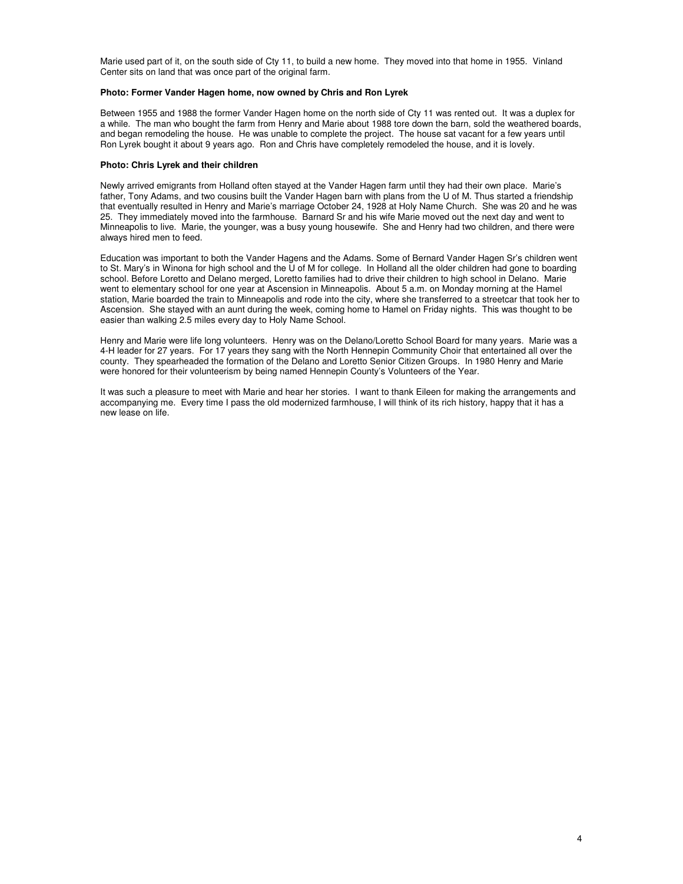Marie used part of it, on the south side of Cty 11, to build a new home. They moved into that home in 1955. Vinland Center sits on land that was once part of the original farm.

**Photo: Former Vander Hagen home, now owned by Chris and Ron Lyrek**

Between 1955 and 1988 the former Vander Hagen home on the north side of Cty 11 was rented out. It was a duplex for a while. The man who bought the farm from Henry and Marie about 1988 tore down the barn, sold the weathered boards, and began remodeling the house. He was unable to complete the project. The house sat vacant for a few years until Ron Lyrek bought it about 9 years ago. Ron and Chris have completely remodeled the house, and it is lovely.

**Photo: Chris Lyrek and their children**

Newly arrived emigrants from Holland often stayed at the Vander Hagen farm until they had their own place. Marie's father, Tony Adams, and two cousins built the Vander Hagen barn with plans from the U of M. Thus started a friendship that eventually resulted in Henry and Marie's marriage October 24, 1928 at Holy Name Church. She was 20 and he was 25. They immediately moved into the farmhouse. Barnard Sr and his wife Marie moved out the next day and went to Minneapolis to live. Marie, the younger, was a busy young housewife. She and Henry had two children, and there were always hired men to feed.

Education was important to both the Vander Hagens and the Adams. Some of Bernard Vander Hagen Sr's children went to St. Mary's in Winona for high school and the U of M for college. In Holland all the older children had gone to boarding school. Before Loretto and Delano merged, Loretto families had to drive their children to high school in Delano. Marie went to elementary school for one year at Ascension in Minneapolis. About 5 a.m. on Monday morning at the Hamel station, Marie boarded the train to Minneapolis and rode into the city, where she transferred to a streetcar that took her to Ascension. She stayed with an aunt during the week, coming home to Hamel on Friday nights. This was thought to be easier than walking 2.5 miles every day to Holy Name School.

Henry and Marie were life long volunteers. Henry was on the Delano/Loretto School Board for many years. Marie was a 4-H leader for 27 years. For 17 years they sang with the North Hennepin Community Choir that entertained all over the county. They spearheaded the formation of the Delano and Loretto Senior Citizen Groups. In 1980 Henry and Marie were honored for their volunteerism by being named Hennepin County's Volunteers of the Year.

It was such a pleasure to meet with Marie and hear her stories. I want to thank Eileen for making the arrangements and accompanying me. Every time I pass the old modernized farmhouse, I will think of its rich history, happy that it has a new lease on life.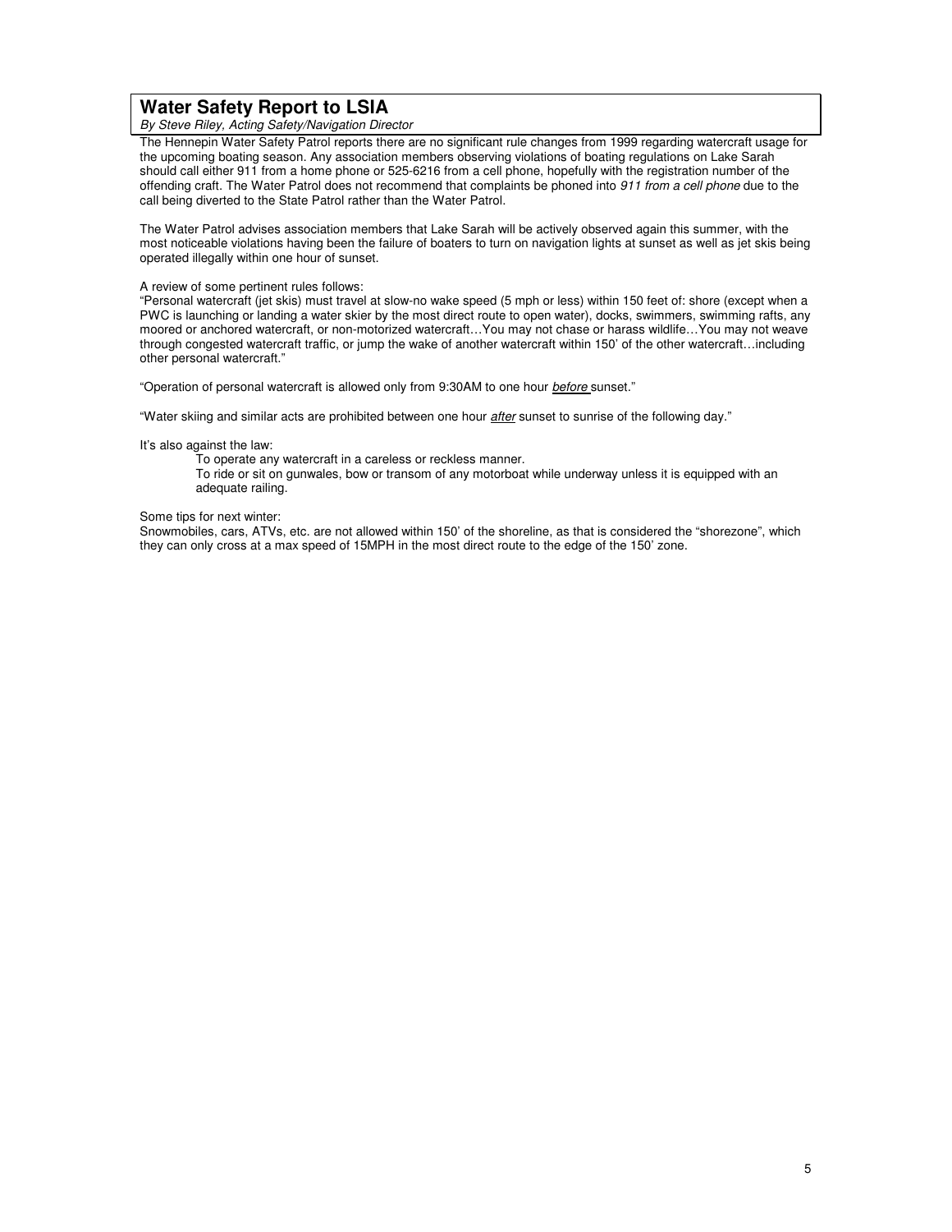## Water Safety Report to LSIA

*By Steve Riley, Acting Safety/Navigation Director*

The Hennepin Water Safety Patrol reports there are no significant rule changes from 1999 regarding watercraft usage for the upcoming boating season. Any association members observing violations of boating regulations on Lake Sarah should call either 911 from a home phone or 525-6216 from a cell phone, hopefully with the registration number of the offending craft. The Water Patrol does not recommend that complaints be phoned into *911 from a cell phone* due to the call being diverted to the State Patrol rather than the Water Patrol.

The Water Patrol advises association members that Lake Sarah will be actively observed again this summer, with the most noticeable violations having been the failure of boaters to turn on navigation lights at sunset as well as jet skis being operated illegally within one hour of sunset.

A review of some pertinent rules follows:

"Personal watercraft (jet skis) must travel at slow-no wake speed (5 mph or less) within 150 feet of: shore (except when a PWC is launching or landing a water skier by the most direct route to open water), docks, swimmers, swimming rafts, any moored or anchored watercraft, or non-motorized watercraft…You may not chase or harass wildlife…You may not weave through congested watercraft traffic, or jump the wake of another watercraft within 150' of the other watercraft…including other personal watercraft."

"Operation of personal watercraft is allowed only from 9:30AM to one hour *before* sunset."

"Water skiing and similar acts are prohibited between one hour *after* sunset to sunrise of the following day."

It's also against the law:

- To operate any watercraft in a careless or reckless manner.
- To ride or sit on gunwales, bow or transom of any motorboat while underway unless it is equipped with an adequate railing.

Some tips for next winter:

Snowmobiles, cars, ATVs, etc. are not allowed within 150' of the shoreline, as that is considered the "shorezone", which they can only cross at a max speed of 15MPH in the most direct route to the edge of the 150' zone.